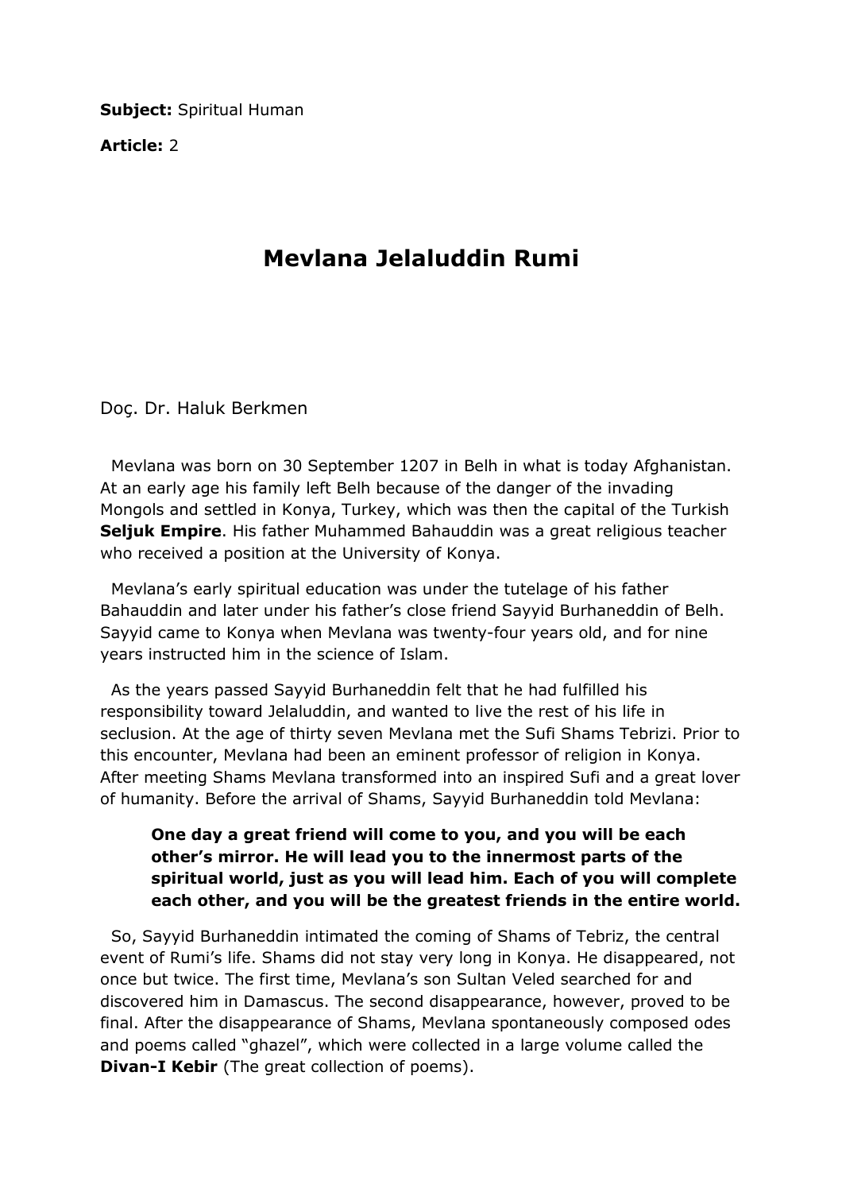**Subject:** Spiritual Human

**Article:** 2

# Mevlana Jelaluddin Rumi

Doç. Dr. Haluk Berkmen

Mevlana was born on 30 September 1207 in Belh in what is today Afghanistan. At an early age his family left Belh because of the danger of the invading Mongols and settled in Konya, Turkey, which was then the capital of the Turkish **Seljuk Empire**. His father Muhammed Bahauddin was a great religious teacher who received a position at the University of Konya.

Mevlana's early spiritual education was under the tutelage of his father Bahauddin and later under his father's close friend Sayyid Burhaneddin of Belh. Sayyid came to Konya when Mevlana was twenty-four years old, and for nine years instructed him in the science of Islam.

As the years passed Sayyid Burhaneddin felt that he had fulfilled his responsibility toward Jelaluddin, and wanted to live the rest of his life in seclusion. At the age of thirty seven Mevlana met the Sufi Shams Tebrizi. Prior to this encounter, Mevlana had been an eminent professor of religion in Konya. After meeting Shams Mevlana transformed into an inspired Sufi and a great lover of humanity. Before the arrival of Shams, Sayyid Burhaneddin told Mevlana:

> **One day a great friend will come to you, and you will be each other's mirror. He will lead you to the innermost parts of the spiritual world, just as you will lead him. Each of you will complete each other, and you will be the greatest friends in the entire world.**

So, Sayyid Burhaneddin intimated the coming of Shams of Tebriz, the central event of Rumi's life. Shams did not stay very long in Konya. He disappeared, not once but twice. The first time, Mevlana's son Sultan Veled searched for and discovered him in Damascus. The second disappearance, however, proved to be final. After the disappearance of Shams, Mevlana spontaneously composed odes and poems called "ghazel", which were collected in a large volume called the **Divan-I Kebir** (The great collection of poems).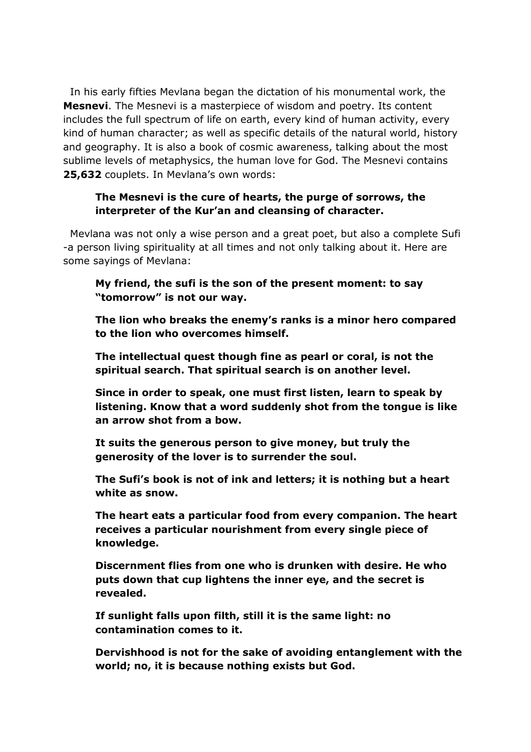In his early fifties Mevlana began the dictation of his monumental work, the **Mesnevi**. The Mesnevi is a masterpiece of wisdom and poetry. Its content includes the full spectrum of life on earth, every kind of human activity, every kind of human character; as well as specific details of the natural world, history and geography. It is also a book of cosmic awareness, talking about the most sublime levels of metaphysics, the human love for God. The Mesnevi contains **25,632** couplets. In Mevlana's own words:

> **The Mesnevi is the cure of hearts, the purge of sorrows, the interpreter of the Kur'an and cleansing of character.**

Mevlana was not only a wise person and a great poet, but also a complete Sufi -a person living spirituality at all times and not only talking about it. Here are some sayings of Mevlana:

> **My friend, the sufi is the son of the present moment: to say "tomorrow" is not our way.**
>
> **The lion who breaks the enemy's ranks is a minor hero compared to the lion who overcomes himself.**
>
> **The intellectual quest though fine as pearl or coral, is not the spiritual search. That spiritual search is on another level.**
>
> **Since in order to speak, one must first listen, learn to speak by listening. Know that a word suddenly shot from the tongue is like an arrow shot from a bow.**
>
> **It suits the generous person to give money, but truly the generosity of the lover is to surrender the soul.**
>
> **The Sufi's book is not of ink and letters; it is nothing but a heart white as snow.**
>
> **The heart eats a particular food from every companion. The heart receives a particular nourishment from every single piece of knowledge.**
>
> **Discernment flies from one who is drunken with desire. He who puts down that cup lightens the inner eye, and the secret is revealed.**
>
> **If sunlight falls upon filth, still it is the same light: no contamination comes to it.**
>
> **Dervishhood is not for the sake of avoiding entanglement with the world; no, it is because nothing exists but God.**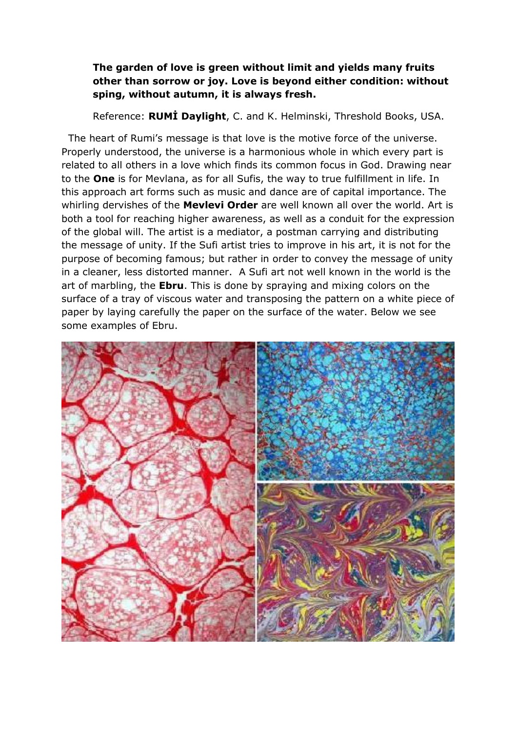**The garden of love is green without limit and yields many fruits other than sorrow or joy. Love is beyond either condition: without sping, without autumn, it is always fresh.**

Reference: **RUMİ Daylight**, C. and K. Helminski, Threshold Books, USA.

The heart of Rumi's message is that love is the motive force of the universe. Properly understood, the universe is a harmonious whole in which every part is related to all others in a love which finds its common focus in God. Drawing near to the **One** is for Mevlana, as for all Sufis, the way to true fulfillment in life. In this approach art forms such as music and dance are of capital importance. The whirling dervishes of the **Mevlevi Order** are well known all over the world. Art is both a tool for reaching higher awareness, as well as a conduit for the expression of the global will. The artist is a mediator, a postman carrying and distributing the message of unity. If the Sufi artist tries to improve in his art, it is not for the purpose of becoming famous; but rather in order to convey the message of unity in a cleaner, less distorted manner. A Sufi art not well known in the world is the art of marbling, the **Ebru**. This is done by spraying and mixing colors on the surface of a tray of viscous water and transposing the pattern on a white piece of paper by laying carefully the paper on the surface of the water. Below we see some examples of Ebru.